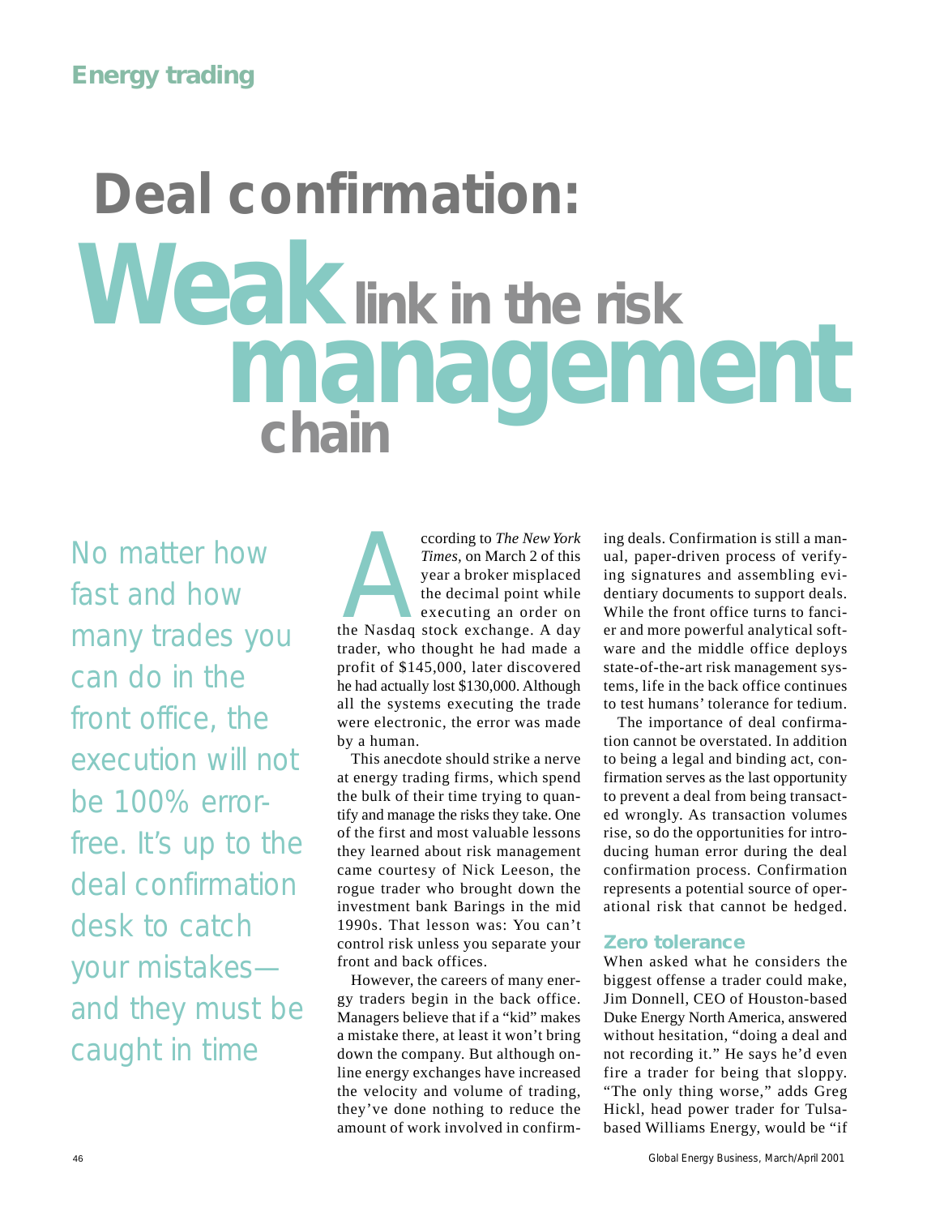Energy trading

# Deal confirmation: Weak link in the risk management chain

No matter how fast and how many trades you can do in the front office, the execution will not be 100% error-free. It's up to the deal confirmation desk to catch your mistakes—and they must be caught in time

According to *The New York Times*, on March 2 of this year a broker misplaced the decimal point while executing an order on the Nasdaq stock exchange. A day trader, who thought he had made a profit of $145,000, later discovered he had actually lost $130,000. Although all the systems executing the trade were electronic, the error was made by a human.

This anecdote should strike a nerve at energy trading firms, which spend the bulk of their time trying to quantify and manage the risks they take. One of the first and most valuable lessons they learned about risk management came courtesy of Nick Leeson, the rogue trader who brought down the investment bank Barings in the mid 1990s. That lesson was: You can't control risk unless you separate your front and back offices.

However, the careers of many energy traders begin in the back office. Managers believe that if a "kid" makes a mistake there, at least it won't bring down the company. But although online energy exchanges have increased the velocity and volume of trading, they've done nothing to reduce the amount of work involved in confirming deals. Confirmation is still a manual, paper-driven process of verifying signatures and assembling evidentiary documents to support deals. While the front office turns to fancier and more powerful analytical software and the middle office deploys state-of-the-art risk management systems, life in the back office continues to test humans' tolerance for tedium.

The importance of deal confirmation cannot be overstated. In addition to being a legal and binding act, confirmation serves as the last opportunity to prevent a deal from being transacted wrongly. As transaction volumes rise, so do the opportunities for introducing human error during the deal confirmation process. Confirmation represents a potential source of operational risk that cannot be hedged.

## Zero tolerance

When asked what he considers the biggest offense a trader could make, Jim Donnell, CEO of Houston-based Duke Energy North America, answered without hesitation, "doing a deal and not recording it." He says he'd even fire a trader for being that sloppy. "The only thing worse," adds Greg Hickl, head power trader for Tulsa-based Williams Energy, would be "if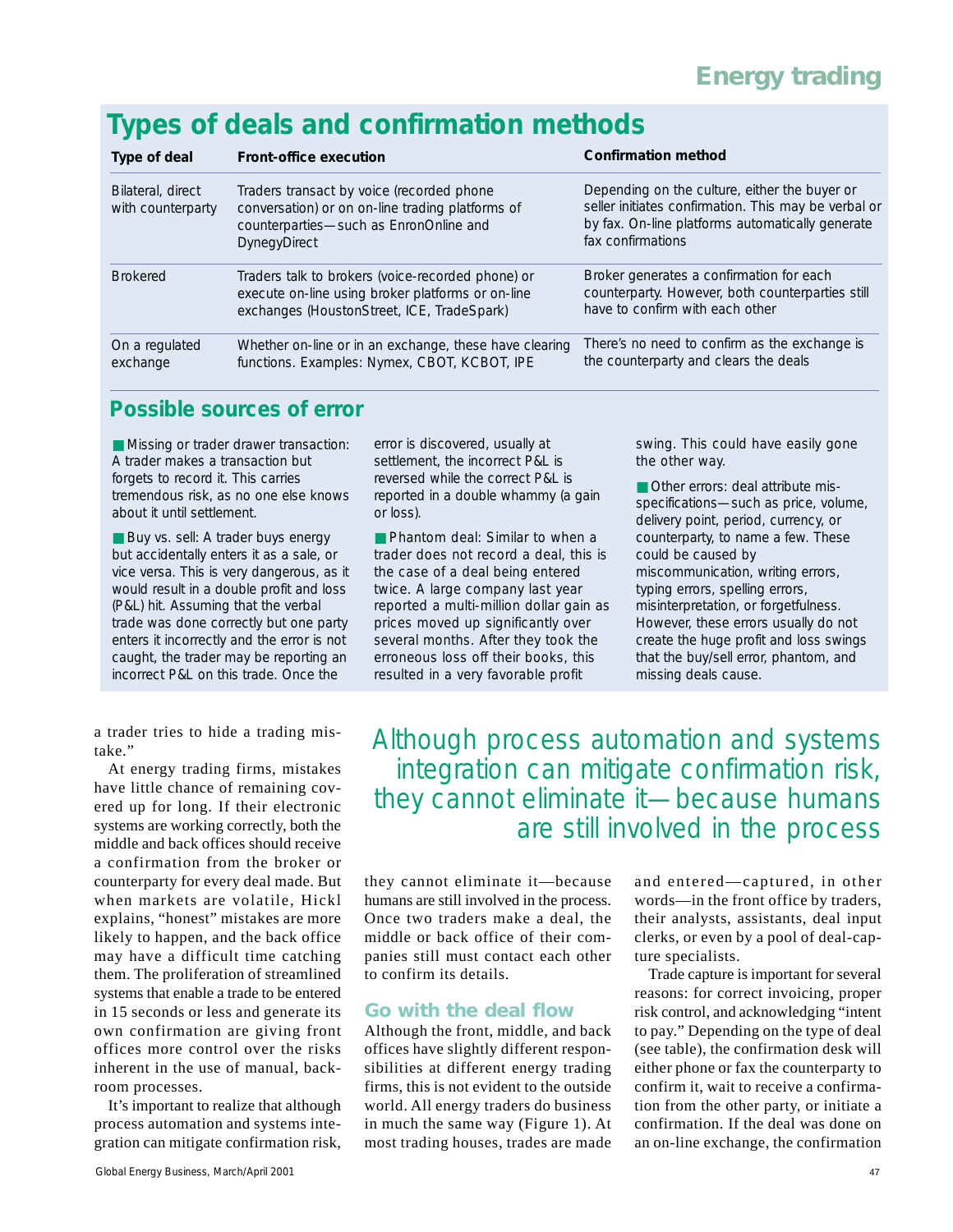## Types of deals and confirmation methods

| Type of deal | Front-office execution | Confirmation method |
|---|---|---|
| Bilateral, direct with counterparty | Traders transact by voice (recorded phone conversation) or on on-line trading platforms of counterparties—such as EnronOnline and DynegyDirect | Depending on the culture, either the buyer or seller initiates confirmation. This may be verbal or by fax. On-line platforms automatically generate fax confirmations |
| Brokered | Traders talk to brokers (voice-recorded phone) or execute on-line using broker platforms or on-line exchanges (HoustonStreet, ICE, TradeSpark) | Broker generates a confirmation for each counterparty. However, both counterparties still have to confirm with each other |
| On a regulated exchange | Whether on-line or in an exchange, these have clearing functions. Examples: Nymex, CBOT, KCBOT, IPE | There's no need to confirm as the exchange is the counterparty and clears the deals |

### Possible sources of error

- Missing or trader drawer transaction: A trader makes a transaction but forgets to record it. This carries tremendous risk, as no one else knows about it until settlement.
- Buy vs. sell: A trader buys energy but accidentally enters it as a sale, or vice versa. This is very dangerous, as it would result in a double profit and loss (P&L) hit. Assuming that the verbal trade was done correctly but one party enters it incorrectly and the error is not caught, the trader may be reporting an incorrect P&L on this trade. Once the error is discovered, usually at settlement, the incorrect P&L is reversed while the correct P&L is reported in a double whammy (a gain or loss).
- Phantom deal: Similar to when a trader does not record a deal, this is the case of a deal being entered twice. A large company last year reported a multi-million dollar gain as prices moved up significantly over several months. After they took the erroneous loss off their books, this resulted in a very favorable profit swing. This could have easily gone the other way.
- Other errors: deal attribute mis-specifications—such as price, volume, delivery point, period, currency, or counterparty, to name a few. These could be caused by miscommunication, writing errors, typing errors, spelling errors, misinterpretation, or forgetfulness. However, these errors usually do not create the huge profit and loss swings that the buy/sell error, phantom, and missing deals cause.

a trader tries to hide a trading mistake."

At energy trading firms, mistakes have little chance of remaining covered up for long. If their electronic systems are working correctly, both the middle and back offices should receive a confirmation from the broker or counterparty for every deal made. But when markets are volatile, Hickl explains, "honest" mistakes are more likely to happen, and the back office may have a difficult time catching them. The proliferation of streamlined systems that enable a trade to be entered in 15 seconds or less and generate its own confirmation are giving front offices more control over the risks inherent in the use of manual, backroom processes.

> Although process automation and systems integration can mitigate confirmation risk, they cannot eliminate it—because humans are still involved in the process

It's important to realize that although process automation and systems integration can mitigate confirmation risk, they cannot eliminate it—because humans are still involved in the process. Once two traders make a deal, the middle or back office of their companies still must contact each other to confirm its details.

### Go with the deal flow

Although the front, middle, and back offices have slightly different responsibilities at different energy trading firms, this is not evident to the outside world. All energy traders do business in much the same way (Figure 1). At most trading houses, trades are made and entered—captured, in other words—in the front office by traders, their analysts, assistants, deal input clerks, or even by a pool of deal-capture specialists.

Trade capture is important for several reasons: for correct invoicing, proper risk control, and acknowledging "intent to pay." Depending on the type of deal (see table), the confirmation desk will either phone or fax the counterparty to confirm it, wait to receive a confirmation from the other party, or initiate a confirmation. If the deal was done on an on-line exchange, the confirmation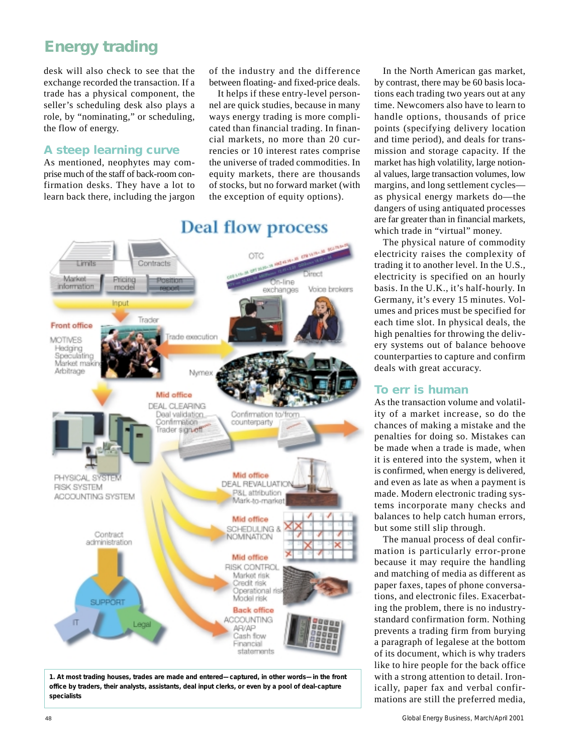desk will also check to see that the exchange recorded the transaction. If a trade has a physical component, the seller's scheduling desk also plays a role, by "nominating," or scheduling, the flow of energy.

## A steep learning curve

As mentioned, neophytes may comprise much of the staff of back-room confirmation desks. They have a lot to learn back there, including the jargon of the industry and the difference between floating- and fixed-price deals.

It helps if these entry-level personnel are quick studies, because in many ways energy trading is more complicated than financial trading. In financial markets, no more than 20 currencies or 10 interest rates comprise the universe of traded commodities. In equity markets, there are thousands of stocks, but no forward market (with the exception of equity options).

In the North American gas market, by contrast, there may be 60 basis locations each trading two years out at any time. Newcomers also have to learn to handle options, thousands of price points (specifying delivery location and time period), and deals for transmission and storage capacity. If the market has high volatility, large notional values, large transaction volumes, low margins, and long settlement cycles—as physical energy markets do—the dangers of using antiquated processes are far greater than in financial markets, which trade in "virtual" money.

The physical nature of commodity electricity raises the complexity of trading it to another level. In the U.S., electricity is specified on an hourly basis. In the U.K., it's half-hourly. In Germany, it's every 15 minutes. Volumes and prices must be specified for each time slot. In physical deals, the high penalties for throwing the delivery systems out of balance behoove counterparties to capture and confirm deals with great accuracy.

## To err is human

As the transaction volume and volatility of a market increase, so do the chances of making a mistake and the penalties for doing so. Mistakes can be made when a trade is made, when it is entered into the system, when it is confirmed, when energy is delivered, and even as late as when a payment is made. Modern electronic trading systems incorporate many checks and balances to help catch human errors, but some still slip through.

The manual process of deal confirmation is particularly error-prone because it may require the handling and matching of media as different as paper faxes, tapes of phone conversations, and electronic files. Exacerbating the problem, there is no industry-standard confirmation form. Nothing prevents a trading firm from burying a paragraph of legalese at the bottom of its document, which is why traders like to hire people for the back office with a strong attention to detail. Ironically, paper fax and verbal confirmations are still the preferred media,

**1. At most trading houses, trades are made and entered—captured, in other words—in the front office by traders, their analysts, assistants, deal input clerks, or even by a pool of deal-capture specialists**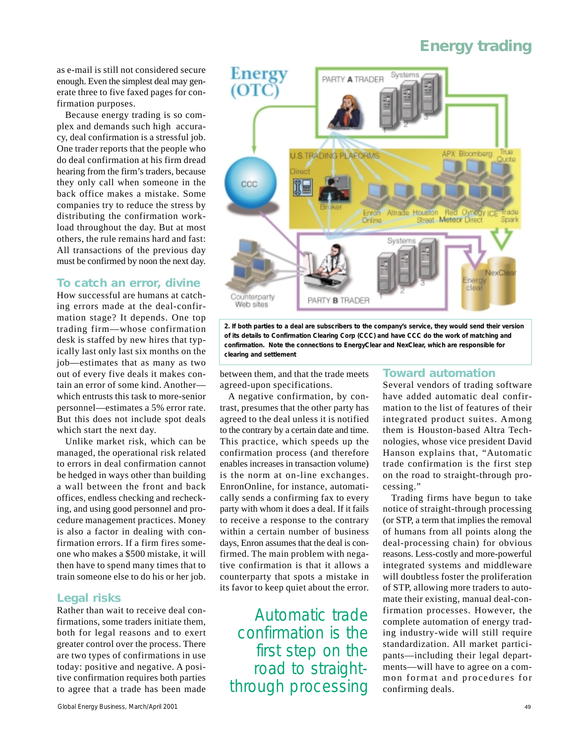as e-mail is still not considered secure enough. Even the simplest deal may generate three to five faxed pages for confirmation purposes.

Because energy trading is so complex and demands such high accuracy, deal confirmation is a stressful job. One trader reports that the people who do deal confirmation at his firm dread hearing from the firm's traders, because they only call when someone in the back office makes a mistake. Some companies try to reduce the stress by distributing the confirmation workload throughout the day. But at most others, the rule remains hard and fast: All transactions of the previous day must be confirmed by noon the next day.

## To catch an error, divine

How successful are humans at catching errors made at the deal-confirmation stage? It depends. One top trading firm—whose confirmation desk is staffed by new hires that typically last only last six months on the job—estimates that as many as two out of every five deals it makes contain an error of some kind. Another—which entrusts this task to more-senior personnel—estimates a 5% error rate. But this does not include spot deals which start the next day.

Unlike market risk, which can be managed, the operational risk related to errors in deal confirmation cannot be hedged in ways other than building a wall between the front and back offices, endless checking and rechecking, and using good personnel and procedure management practices. Money is also a factor in dealing with confirmation errors. If a firm fires someone who makes a $500 mistake, it will then have to spend many times that to train someone else to do his or her job.

## Legal risks

Rather than wait to receive deal confirmations, some traders initiate them, both for legal reasons and to exert greater control over the process. There are two types of confirmations in use today: positive and negative. A positive confirmation requires both parties to agree that a trade has been made between them, and that the trade meets agreed-upon specifications.

A negative confirmation, by contrast, presumes that the other party has agreed to the deal unless it is notified to the contrary by a certain date and time. This practice, which speeds up the confirmation process (and therefore enables increases in transaction volume) is the norm at on-line exchanges. EnronOnline, for instance, automatically sends a confirming fax to every party with whom it does a deal. If it fails to receive a response to the contrary within a certain number of business days, Enron assumes that the deal is confirmed. The main problem with negative confirmation is that it allows a counterparty that spots a mistake in its favor to keep quiet about the error.

**2. If both parties to a deal are subscribers to the company's service, they would send their version of its details to Confirmation Clearing Corp (CCC) and have CCC do the work of matching and confirmation. Note the connections to EnergyClear and NexClear, which are responsible for clearing and settlement**

> Automatic trade confirmation is the first step on the road to straight-through processing

## Toward automation

Several vendors of trading software have added automatic deal confirmation to the list of features of their integrated product suites. Among them is Houston-based Altra Technologies, whose vice president David Hanson explains that, "Automatic trade confirmation is the first step on the road to straight-through processing."

Trading firms have begun to take notice of straight-through processing (or STP, a term that implies the removal of humans from all points along the deal-processing chain) for obvious reasons. Less-costly and more-powerful integrated systems and middleware will doubtless foster the proliferation of STP, allowing more traders to automate their existing, manual deal-confirmation processes. However, the complete automation of energy trading industry-wide will still require standardization. All market participants—including their legal departments—will have to agree on a common format and procedures for confirming deals.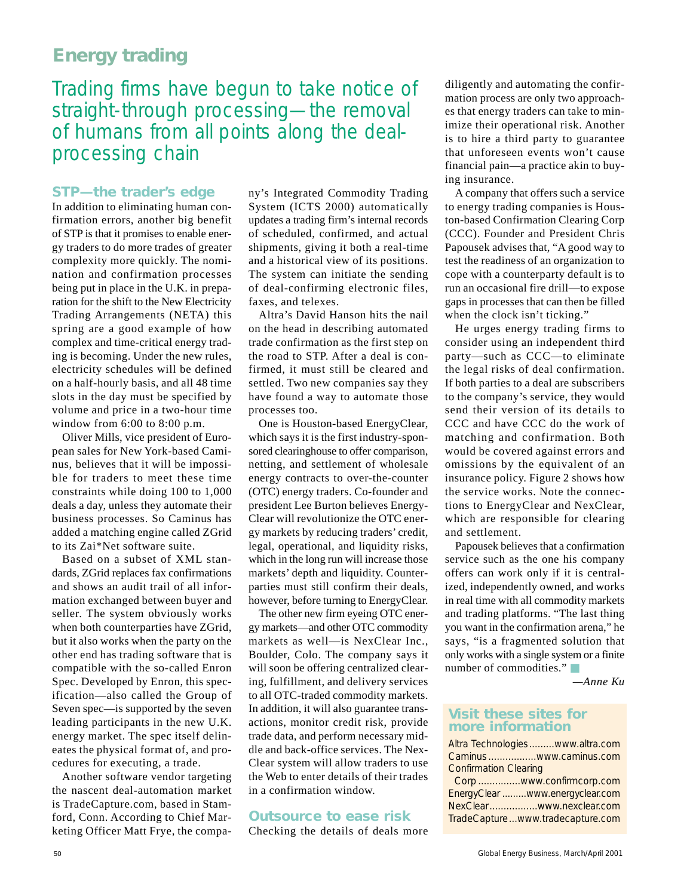# Energy trading

## Trading firms have begun to take notice of straight-through processing—the removal of humans from all points along the deal-processing chain

### STP—the trader's edge

In addition to eliminating human confirmation errors, another big benefit of STP is that it promises to enable energy traders to do more trades of greater complexity more quickly. The nomination and confirmation processes being put in place in the U.K. in preparation for the shift to the New Electricity Trading Arrangements (NETA) this spring are a good example of how complex and time-critical energy trading is becoming. Under the new rules, electricity schedules will be defined on a half-hourly basis, and all 48 time slots in the day must be specified by volume and price in a two-hour time window from 6:00 to 8:00 p.m.

Oliver Mills, vice president of European sales for New York-based Caminus, believes that it will be impossible for traders to meet these time constraints while doing 100 to 1,000 deals a day, unless they automate their business processes. So Caminus has added a matching engine called ZGrid to its Zai*Net software suite.

Based on a subset of XML standards, ZGrid replaces fax confirmations and shows an audit trail of all information exchanged between buyer and seller. The system obviously works when both counterparties have ZGrid, but it also works when the party on the other end has trading software that is compatible with the so-called Enron Spec. Developed by Enron, this specification—also called the Group of Seven spec—is supported by the seven leading participants in the new U.K. energy market. The spec itself delineates the physical format of, and procedures for executing, a trade.

Another software vendor targeting the nascent deal-automation market is TradeCapture.com, based in Stamford, Conn. According to Chief Marketing Officer Matt Frye, the company's Integrated Commodity Trading System (ICTS 2000) automatically updates a trading firm's internal records of scheduled, confirmed, and actual shipments, giving it both a real-time and a historical view of its positions. The system can initiate the sending of deal-confirming electronic files, faxes, and telexes.

Altra's David Hanson hits the nail on the head in describing automated trade confirmation as the first step on the road to STP. After a deal is confirmed, it must still be cleared and settled. Two new companies say they have found a way to automate those processes too.

One is Houston-based EnergyClear, which says it is the first industry-sponsored clearinghouse to offer comparison, netting, and settlement of wholesale energy contracts to over-the-counter (OTC) energy traders. Co-founder and president Lee Burton believes EnergyClear will revolutionize the OTC energy markets by reducing traders' credit, legal, operational, and liquidity risks, which in the long run will increase those markets' depth and liquidity. Counterparties must still confirm their deals, however, before turning to EnergyClear.

The other new firm eyeing OTC energy markets—and other OTC commodity markets as well—is NexClear Inc., Boulder, Colo. The company says it will soon be offering centralized clearing, fulfillment, and delivery services to all OTC-traded commodity markets. In addition, it will also guarantee transactions, monitor credit risk, provide trade data, and perform necessary middle and back-office services. The NexClear system will allow traders to use the Web to enter details of their trades in a confirmation window.

### Outsource to ease risk

Checking the details of deals more diligently and automating the confirmation process are only two approaches that energy traders can take to minimize their operational risk. Another is to hire a third party to guarantee that unforeseen events won't cause financial pain—a practice akin to buying insurance.

A company that offers such a service to energy trading companies is Houston-based Confirmation Clearing Corp (CCC). Founder and President Chris Papousek advises that, "A good way to test the readiness of an organization to cope with a counterparty default is to run an occasional fire drill—to expose gaps in processes that can then be filled when the clock isn't ticking."

He urges energy trading firms to consider using an independent third party—such as CCC—to eliminate the legal risks of deal confirmation. If both parties to a deal are subscribers to the company's service, they would send their version of its details to CCC and have CCC do the work of matching and confirmation. Both would be covered against errors and omissions by the equivalent of an insurance policy. Figure 2 shows how the service works. Note the connections to EnergyClear and NexClear, which are responsible for clearing and settlement.

Papousek believes that a confirmation service such as the one his company offers can work only if it is centralized, independently owned, and works in real time with all commodity markets and trading platforms. "The last thing you want in the confirmation arena," he says, "is a fragmented solution that only works with a single system or a finite number of commodities."

*—Anne Ku*

### Visit these sites for more information

Altra Technologies .........www.altra.com
Caminus .................www.caminus.com
Confirmation Clearing Corp ...............www.confirmcorp.com
EnergyClear .........www.energyclear.com
NexClear .................www.nexclear.com
TradeCapture ...www.tradecapture.com